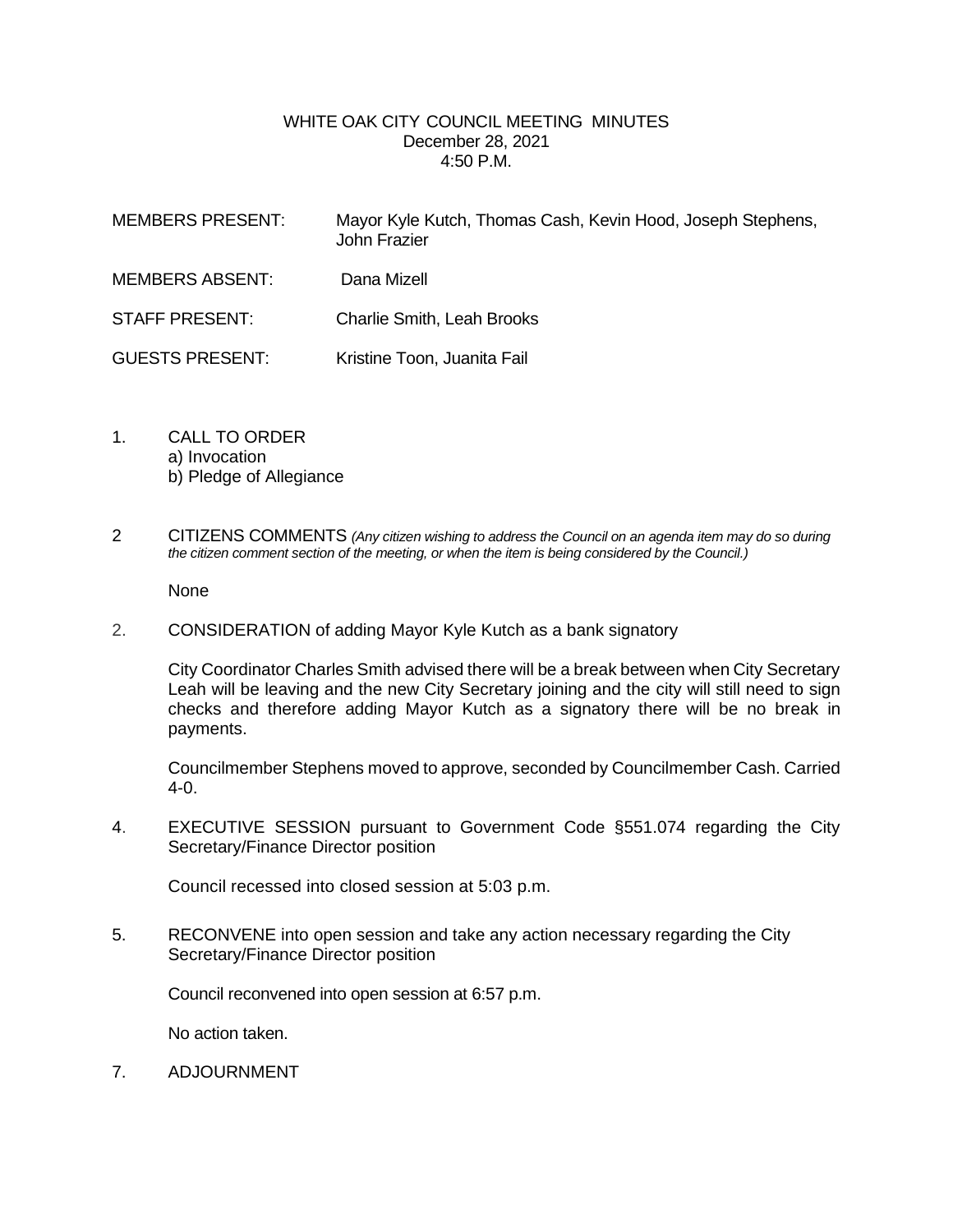# WHITE OAK CITY COUNCIL MEETING MINUTES

December 28, 2021
4:50 P.M.

MEMBERS PRESENT: Mayor Kyle Kutch, Thomas Cash, Kevin Hood, Joseph Stephens, John Frazier

MEMBERS ABSENT: Dana Mizell

STAFF PRESENT: Charlie Smith, Leah Brooks

GUESTS PRESENT: Kristine Toon, Juanita Fail

1. CALL TO ORDER
   a) Invocation
   b) Pledge of Allegiance

2 CITIZENS COMMENTS *(Any citizen wishing to address the Council on an agenda item may do so during the citizen comment section of the meeting, or when the item is being considered by the Council.)*

   None

2. CONSIDERATION of adding Mayor Kyle Kutch as a bank signatory

   City Coordinator Charles Smith advised there will be a break between when City Secretary Leah will be leaving and the new City Secretary joining and the city will still need to sign checks and therefore adding Mayor Kutch as a signatory there will be no break in payments.

   Councilmember Stephens moved to approve, seconded by Councilmember Cash. Carried 4-0.

4. EXECUTIVE SESSION pursuant to Government Code §551.074 regarding the City Secretary/Finance Director position

   Council recessed into closed session at 5:03 p.m.

5. RECONVENE into open session and take any action necessary regarding the City Secretary/Finance Director position

   Council reconvened into open session at 6:57 p.m.

   No action taken.

7. ADJOURNMENT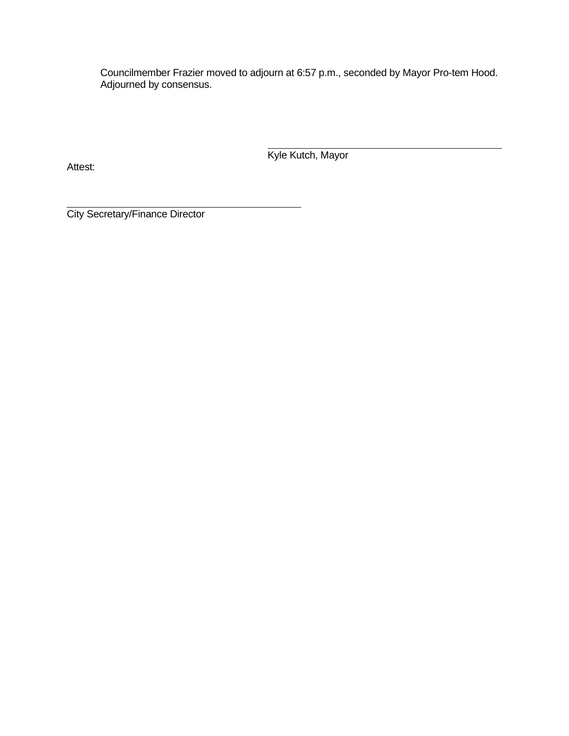Councilmember Frazier moved to adjourn at 6:57 p.m., seconded by Mayor Pro-tem Hood. Adjourned by consensus.

\_\_\_\_\_\_\_\_\_\_\_\_\_\_\_\_\_\_\_\_\_\_\_\_\_\_\_\_\_\_\_\_\_\_\_\_\_\_\_\_\_\_\_\_

Kyle Kutch, Mayor

Attest:

\_\_\_\_\_\_\_\_\_\_\_\_\_\_\_\_\_\_\_\_\_\_\_\_\_\_\_\_\_\_\_\_\_\_\_\_\_\_\_\_\_\_\_\_

City Secretary/Finance Director